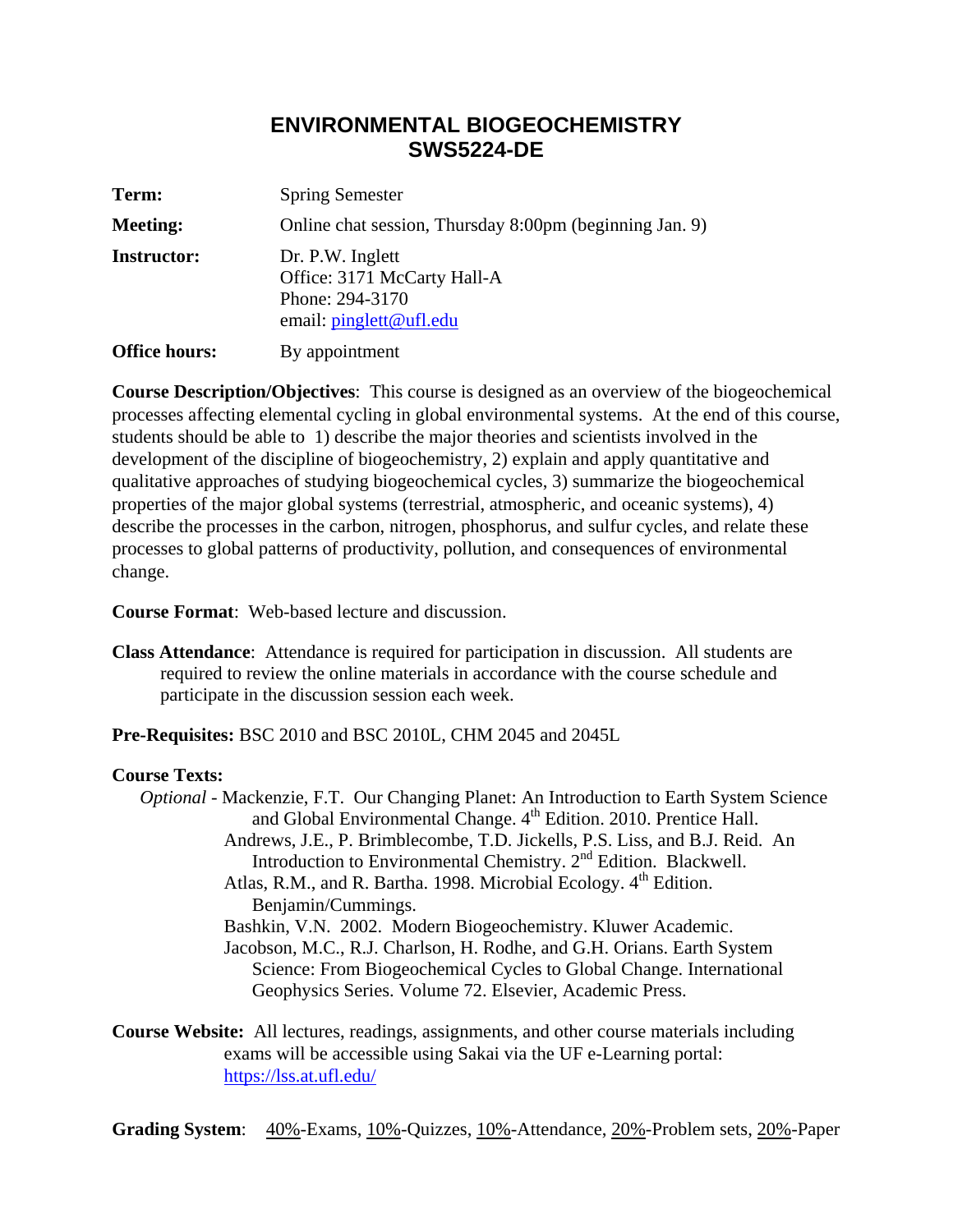# ENVIRONMENTAL BIOGEOCHEMISTRY
# SWS5224-DE

**Term:** Spring Semester

**Meeting:** Online chat session, Thursday 8:00pm (beginning Jan. 9)

**Instructor:** Dr. P.W. Inglett
Office: 3171 McCarty Hall-A
Phone: 294-3170
email: pinglett@ufl.edu

**Office hours:** By appointment

**Course Description/Objectives**: This course is designed as an overview of the biogeochemical processes affecting elemental cycling in global environmental systems. At the end of this course, students should be able to 1) describe the major theories and scientists involved in the development of the discipline of biogeochemistry, 2) explain and apply quantitative and qualitative approaches of studying biogeochemical cycles, 3) summarize the biogeochemical properties of the major global systems (terrestrial, atmospheric, and oceanic systems), 4) describe the processes in the carbon, nitrogen, phosphorus, and sulfur cycles, and relate these processes to global patterns of productivity, pollution, and consequences of environmental change.

**Course Format**: Web-based lecture and discussion.

**Class Attendance**: Attendance is required for participation in discussion. All students are required to review the online materials in accordance with the course schedule and participate in the discussion session each week.

**Pre-Requisites:** BSC 2010 and BSC 2010L, CHM 2045 and 2045L

**Course Texts:**

*Optional* - Mackenzie, F.T. Our Changing Planet: An Introduction to Earth System Science and Global Environmental Change. 4th Edition. 2010. Prentice Hall.

Andrews, J.E., P. Brimblecombe, T.D. Jickells, P.S. Liss, and B.J. Reid. An Introduction to Environmental Chemistry. 2nd Edition. Blackwell.

Atlas, R.M., and R. Bartha. 1998. Microbial Ecology. 4th Edition. Benjamin/Cummings.

Bashkin, V.N. 2002. Modern Biogeochemistry. Kluwer Academic.

Jacobson, M.C., R.J. Charlson, H. Rodhe, and G.H. Orians. Earth System Science: From Biogeochemical Cycles to Global Change. International Geophysics Series. Volume 72. Elsevier, Academic Press.

**Course Website:** All lectures, readings, assignments, and other course materials including exams will be accessible using Sakai via the UF e-Learning portal: https://lss.at.ufl.edu/

**Grading System**: 40%-Exams, 10%-Quizzes, 10%-Attendance, 20%-Problem sets, 20%-Paper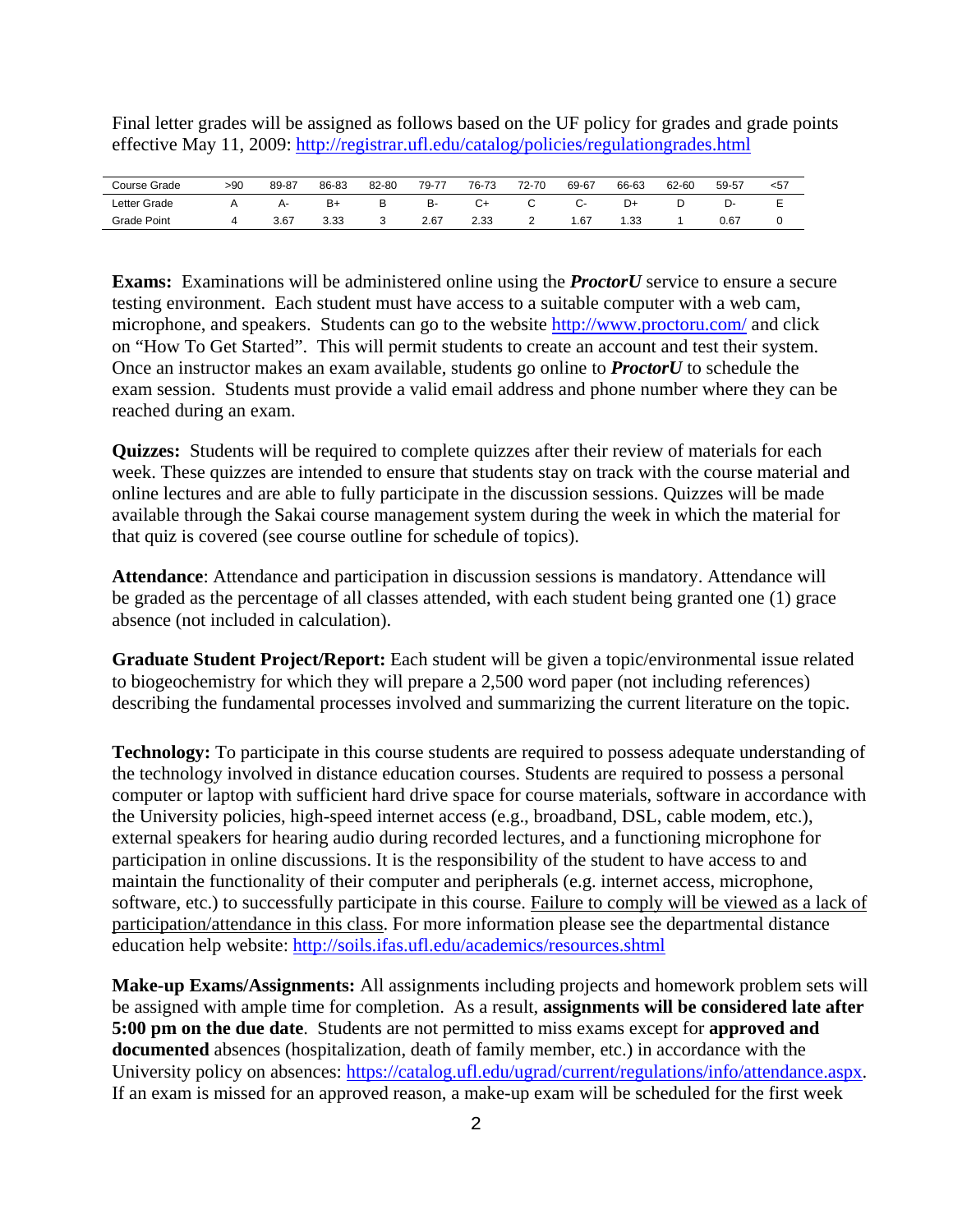Final letter grades will be assigned as follows based on the UF policy for grades and grade points effective May 11, 2009: http://registrar.ufl.edu/catalog/policies/regulationgrades.html

| Course Grade | >90 | 89-87 | 86-83 | 82-80 | 79-77 | 76-73 | 72-70 | 69-67 | 66-63 | 62-60 | 59-57 | <57 |
|---|---|---|---|---|---|---|---|---|---|---|---|---|
| Letter Grade | A | A- | B+ | B | B- | C+ | C | C- | D+ | D | D- | E |
| Grade Point | 4 | 3.67 | 3.33 | 3 | 2.67 | 2.33 | 2 | 1.67 | 1.33 | 1 | 0.67 | 0 |

**Exams:** Examinations will be administered online using the ***ProctorU*** service to ensure a secure testing environment. Each student must have access to a suitable computer with a web cam, microphone, and speakers. Students can go to the website http://www.proctoru.com/ and click on "How To Get Started". This will permit students to create an account and test their system. Once an instructor makes an exam available, students go online to ***ProctorU*** to schedule the exam session. Students must provide a valid email address and phone number where they can be reached during an exam.

**Quizzes:** Students will be required to complete quizzes after their review of materials for each week. These quizzes are intended to ensure that students stay on track with the course material and online lectures and are able to fully participate in the discussion sessions. Quizzes will be made available through the Sakai course management system during the week in which the material for that quiz is covered (see course outline for schedule of topics).

**Attendance**: Attendance and participation in discussion sessions is mandatory. Attendance will be graded as the percentage of all classes attended, with each student being granted one (1) grace absence (not included in calculation).

**Graduate Student Project/Report:** Each student will be given a topic/environmental issue related to biogeochemistry for which they will prepare a 2,500 word paper (not including references) describing the fundamental processes involved and summarizing the current literature on the topic.

**Technology:** To participate in this course students are required to possess adequate understanding of the technology involved in distance education courses. Students are required to possess a personal computer or laptop with sufficient hard drive space for course materials, software in accordance with the University policies, high-speed internet access (e.g., broadband, DSL, cable modem, etc.), external speakers for hearing audio during recorded lectures, and a functioning microphone for participation in online discussions. It is the responsibility of the student to have access to and maintain the functionality of their computer and peripherals (e.g. internet access, microphone, software, etc.) to successfully participate in this course. Failure to comply will be viewed as a lack of participation/attendance in this class. For more information please see the departmental distance education help website: http://soils.ifas.ufl.edu/academics/resources.shtml

**Make-up Exams/Assignments:** All assignments including projects and homework problem sets will be assigned with ample time for completion. As a result, **assignments will be considered late after 5:00 pm on the due date**. Students are not permitted to miss exams except for **approved and documented** absences (hospitalization, death of family member, etc.) in accordance with the University policy on absences: https://catalog.ufl.edu/ugrad/current/regulations/info/attendance.aspx. If an exam is missed for an approved reason, a make-up exam will be scheduled for the first week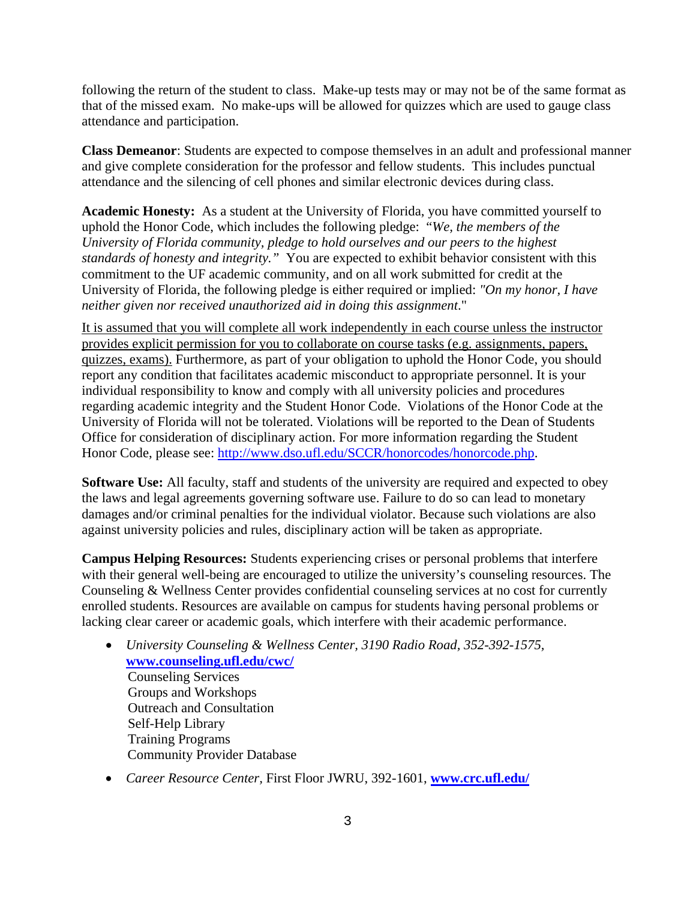following the return of the student to class. Make-up tests may or may not be of the same format as that of the missed exam. No make-ups will be allowed for quizzes which are used to gauge class attendance and participation.

**Class Demeanor**: Students are expected to compose themselves in an adult and professional manner and give complete consideration for the professor and fellow students. This includes punctual attendance and the silencing of cell phones and similar electronic devices during class.

**Academic Honesty:** As a student at the University of Florida, you have committed yourself to uphold the Honor Code, which includes the following pledge: *"We, the members of the University of Florida community, pledge to hold ourselves and our peers to the highest standards of honesty and integrity."* You are expected to exhibit behavior consistent with this commitment to the UF academic community, and on all work submitted for credit at the University of Florida, the following pledge is either required or implied: *"On my honor, I have neither given nor received unauthorized aid in doing this assignment*."

<u>It is assumed that you will complete all work independently in each course unless the instructor provides explicit permission for you to collaborate on course tasks (e.g. assignments, papers, quizzes, exams).</u> Furthermore, as part of your obligation to uphold the Honor Code, you should report any condition that facilitates academic misconduct to appropriate personnel. It is your individual responsibility to know and comply with all university policies and procedures regarding academic integrity and the Student Honor Code. Violations of the Honor Code at the University of Florida will not be tolerated. Violations will be reported to the Dean of Students Office for consideration of disciplinary action. For more information regarding the Student Honor Code, please see: [http://www.dso.ufl.edu/SCCR/honorcodes/honorcode.php](http://www.dso.ufl.edu/SCCR/honorcodes/honorcode.php).

**Software Use:** All faculty, staff and students of the university are required and expected to obey the laws and legal agreements governing software use. Failure to do so can lead to monetary damages and/or criminal penalties for the individual violator. Because such violations are also against university policies and rules, disciplinary action will be taken as appropriate.

**Campus Helping Resources:** Students experiencing crises or personal problems that interfere with their general well-being are encouraged to utilize the university's counseling resources. The Counseling & Wellness Center provides confidential counseling services at no cost for currently enrolled students. Resources are available on campus for students having personal problems or lacking clear career or academic goals, which interfere with their academic performance.

- *University Counseling & Wellness Center, 3190 Radio Road, 352-392-1575,* **[www.counseling.ufl.edu/cwc/](http://www.counseling.ufl.edu/cwc/)**
  Counseling Services
  Groups and Workshops
  Outreach and Consultation
  Self-Help Library
  Training Programs
  Community Provider Database
- *Career Resource Center*, First Floor JWRU, 392-1601, **[www.crc.ufl.edu/](http://www.crc.ufl.edu/)**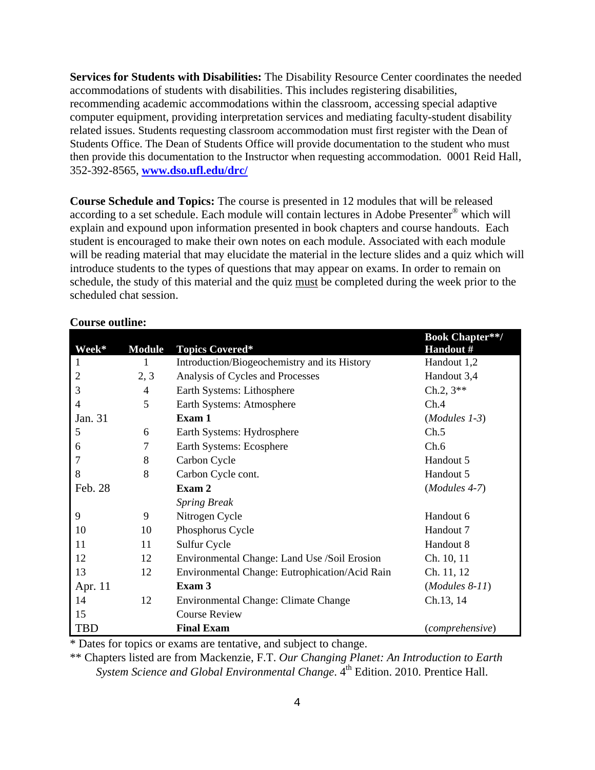**Services for Students with Disabilities:** The Disability Resource Center coordinates the needed accommodations of students with disabilities. This includes registering disabilities, recommending academic accommodations within the classroom, accessing special adaptive computer equipment, providing interpretation services and mediating faculty-student disability related issues. Students requesting classroom accommodation must first register with the Dean of Students Office. The Dean of Students Office will provide documentation to the student who must then provide this documentation to the Instructor when requesting accommodation. 0001 Reid Hall, 352-392-8565, **www.dso.ufl.edu/drc/**

**Course Schedule and Topics:** The course is presented in 12 modules that will be released according to a set schedule. Each module will contain lectures in Adobe Presenter® which will explain and expound upon information presented in book chapters and course handouts. Each student is encouraged to make their own notes on each module. Associated with each module will be reading material that may elucidate the material in the lecture slides and a quiz which will introduce students to the types of questions that may appear on exams. In order to remain on schedule, the study of this material and the quiz must be completed during the week prior to the scheduled chat session.

**Course outline:**

| Week* | Module | Topics Covered* | Book Chapter**/ Handout # |
|---|---|---|---|
| 1 | 1 | Introduction/Biogeochemistry and its History | Handout 1,2 |
| 2 | 2, 3 | Analysis of Cycles and Processes | Handout 3,4 |
| 3 | 4 | Earth Systems: Lithosphere | Ch.2, 3** |
| 4 | 5 | Earth Systems: Atmosphere | Ch.4 |
| Jan. 31 | | **Exam 1** | (*Modules 1-3*) |
| 5 | 6 | Earth Systems: Hydrosphere | Ch.5 |
| 6 | 7 | Earth Systems: Ecosphere | Ch.6 |
| 7 | 8 | Carbon Cycle | Handout 5 |
| 8 | 8 | Carbon Cycle cont. | Handout 5 |
| Feb. 28 | | **Exam 2** | (*Modules 4-7*) |
| | | *Spring Break* | |
| 9 | 9 | Nitrogen Cycle | Handout 6 |
| 10 | 10 | Phosphorus Cycle | Handout 7 |
| 11 | 11 | Sulfur Cycle | Handout 8 |
| 12 | 12 | Environmental Change: Land Use /Soil Erosion | Ch. 10, 11 |
| 13 | 12 | Environmental Change: Eutrophication/Acid Rain | Ch. 11, 12 |
| Apr. 11 | | **Exam 3** | (*Modules 8-11*) |
| 14 | 12 | Environmental Change: Climate Change | Ch.13, 14 |
| 15 | | Course Review | |
| TBD | | **Final Exam** | (*comprehensive*) |

\* Dates for topics or exams are tentative, and subject to change.

** Chapters listed are from Mackenzie, F.T. *Our Changing Planet: An Introduction to Earth System Science and Global Environmental Change*. 4th Edition. 2010. Prentice Hall.